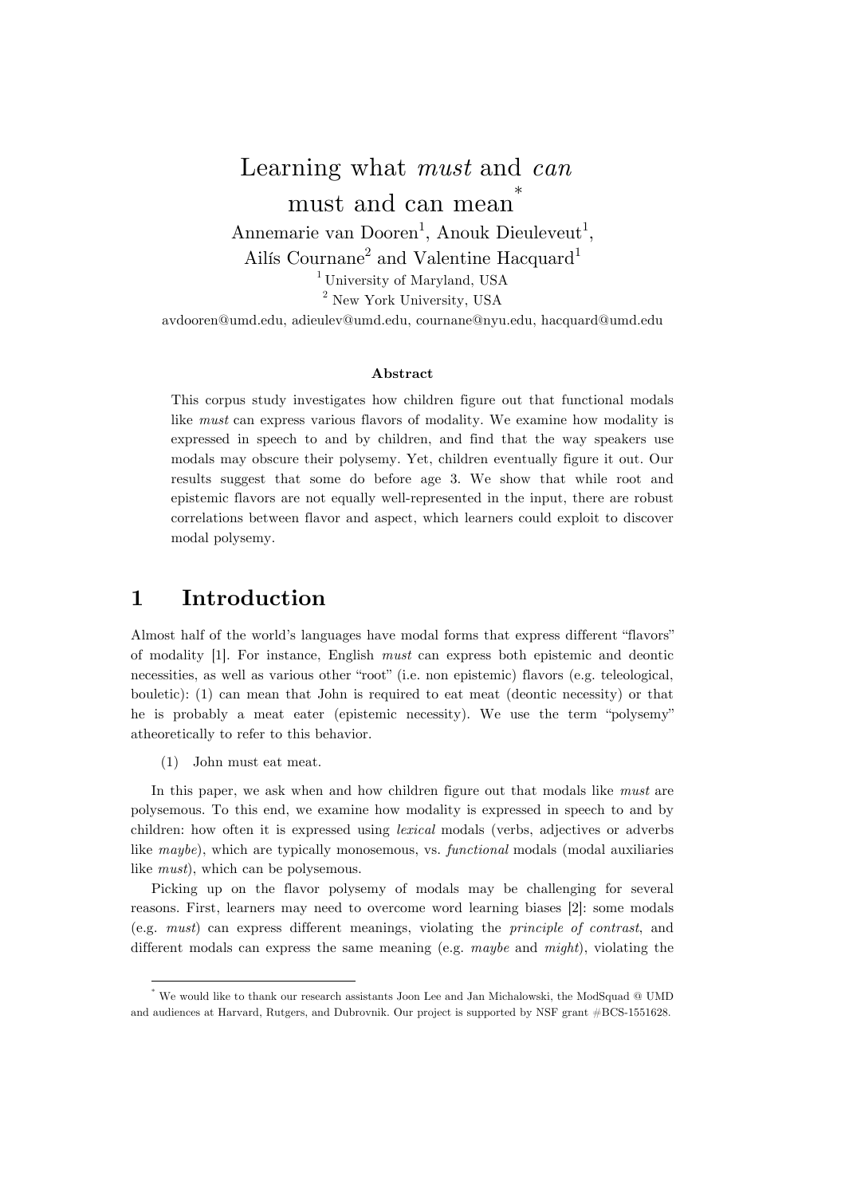# Learning what *must* and *can* must and can mean[*]

Annemarie van Dooren[1], Anouk Dieuleveut[1], Ailís Cournane[2] and Valentine Hacquard[1]

[1] University of Maryland, USA

[2] New York University, USA

avdooren@umd.edu, adieulev@umd.edu, cournane@nyu.edu, hacquard@umd.edu

### Abstract

This corpus study investigates how children figure out that functional modals like *must* can express various flavors of modality. We examine how modality is expressed in speech to and by children, and find that the way speakers use modals may obscure their polysemy. Yet, children eventually figure it out. Our results suggest that some do before age 3. We show that while root and epistemic flavors are not equally well-represented in the input, there are robust correlations between flavor and aspect, which learners could exploit to discover modal polysemy.

## 1 Introduction

Almost half of the world's languages have modal forms that express different "flavors" of modality [1]. For instance, English *must* can express both epistemic and deontic necessities, as well as various other "root" (i.e. non epistemic) flavors (e.g. teleological, bouletic): (1) can mean that John is required to eat meat (deontic necessity) or that he is probably a meat eater (epistemic necessity). We use the term "polysemy" atheoretically to refer to this behavior.

(1) John must eat meat.

In this paper, we ask when and how children figure out that modals like *must* are polysemous. To this end, we examine how modality is expressed in speech to and by children: how often it is expressed using *lexical* modals (verbs, adjectives or adverbs like *maybe*), which are typically monosemous, vs. *functional* modals (modal auxiliaries like *must*), which can be polysemous.

Picking up on the flavor polysemy of modals may be challenging for several reasons. First, learners may need to overcome word learning biases [2]: some modals (e.g. *must*) can express different meanings, violating the *principle of contrast*, and different modals can express the same meaning (e.g. *maybe* and *might*), violating the

[*] We would like to thank our research assistants Joon Lee and Jan Michalowski, the ModSquad @ UMD and audiences at Harvard, Rutgers, and Dubrovnik. Our project is supported by NSF grant #BCS-1551628.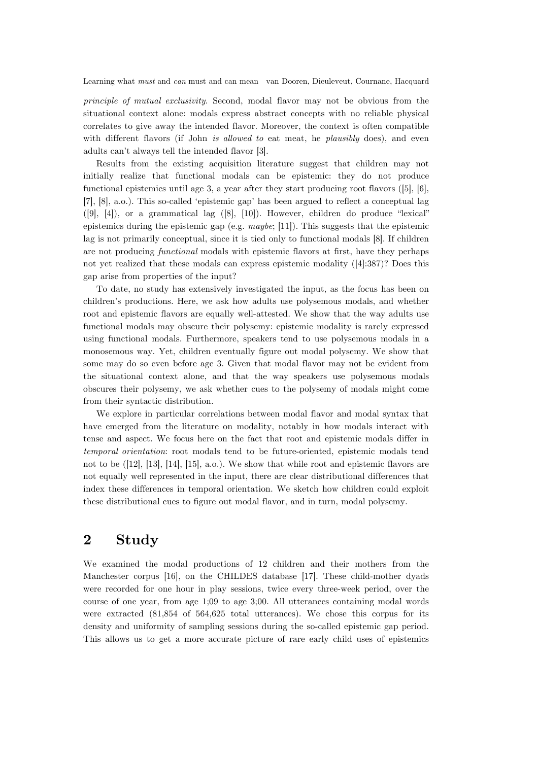*principle of mutual exclusivity*. Second, modal flavor may not be obvious from the situational context alone: modals express abstract concepts with no reliable physical correlates to give away the intended flavor. Moreover, the context is often compatible with different flavors (if John *is allowed to* eat meat, he *plausibly* does), and even adults can't always tell the intended flavor [3].

Results from the existing acquisition literature suggest that children may not initially realize that functional modals can be epistemic: they do not produce functional epistemics until age 3, a year after they start producing root flavors ([5], [6], [7], [8], a.o.). This so-called 'epistemic gap' has been argued to reflect a conceptual lag ([9], [4]), or a grammatical lag ([8], [10]). However, children do produce "lexical" epistemics during the epistemic gap (e.g. *maybe*; [11]). This suggests that the epistemic lag is not primarily conceptual, since it is tied only to functional modals [8]. If children are not producing *functional* modals with epistemic flavors at first, have they perhaps not yet realized that these modals can express epistemic modality ([4]:387)? Does this gap arise from properties of the input?

To date, no study has extensively investigated the input, as the focus has been on children's productions. Here, we ask how adults use polysemous modals, and whether root and epistemic flavors are equally well-attested. We show that the way adults use functional modals may obscure their polysemy: epistemic modality is rarely expressed using functional modals. Furthermore, speakers tend to use polysemous modals in a monosemous way. Yet, children eventually figure out modal polysemy. We show that some may do so even before age 3. Given that modal flavor may not be evident from the situational context alone, and that the way speakers use polysemous modals obscures their polysemy, we ask whether cues to the polysemy of modals might come from their syntactic distribution.

We explore in particular correlations between modal flavor and modal syntax that have emerged from the literature on modality, notably in how modals interact with tense and aspect. We focus here on the fact that root and epistemic modals differ in *temporal orientation*: root modals tend to be future-oriented, epistemic modals tend not to be ([12], [13], [14], [15], a.o.). We show that while root and epistemic flavors are not equally well represented in the input, there are clear distributional differences that index these differences in temporal orientation. We sketch how children could exploit these distributional cues to figure out modal flavor, and in turn, modal polysemy.

## 2 Study

We examined the modal productions of 12 children and their mothers from the Manchester corpus [16], on the CHILDES database [17]. These child-mother dyads were recorded for one hour in play sessions, twice every three-week period, over the course of one year, from age 1;09 to age 3;00. All utterances containing modal words were extracted (81,854 of 564,625 total utterances). We chose this corpus for its density and uniformity of sampling sessions during the so-called epistemic gap period. This allows us to get a more accurate picture of rare early child uses of epistemics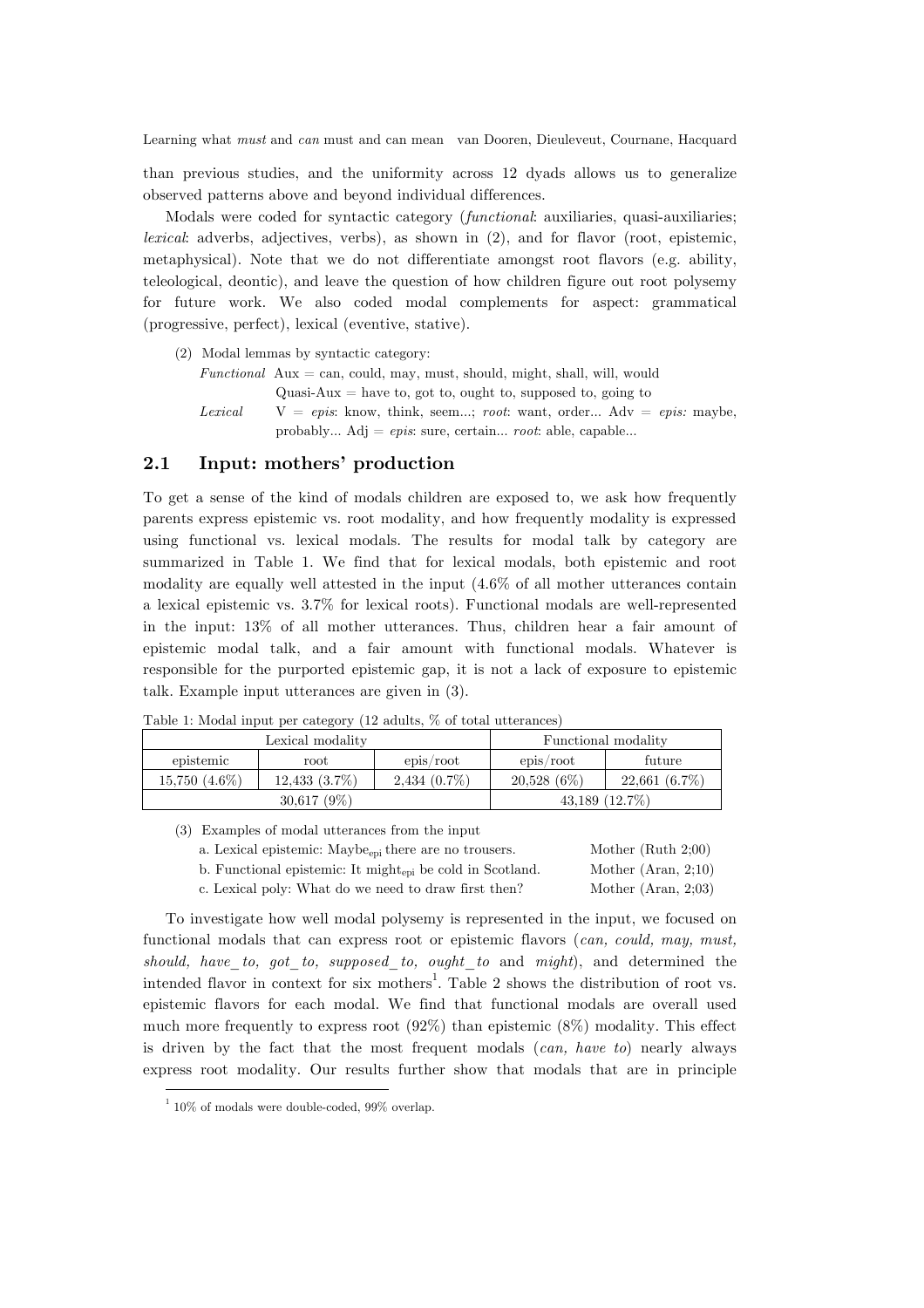than previous studies, and the uniformity across 12 dyads allows us to generalize observed patterns above and beyond individual differences.

Modals were coded for syntactic category (*functional*: auxiliaries, quasi-auxiliaries; *lexical*: adverbs, adjectives, verbs), as shown in (2), and for flavor (root, epistemic, metaphysical). Note that we do not differentiate amongst root flavors (e.g. ability, teleological, deontic), and leave the question of how children figure out root polysemy for future work. We also coded modal complements for aspect: grammatical (progressive, perfect), lexical (eventive, stative).

(2) Modal lemmas by syntactic category:

*Functional* Aux = can, could, may, must, should, might, shall, will, would
Quasi-Aux = have to, got to, ought to, supposed to, going to

*Lexical* V = *epis*: know, think, seem...; *root*: want, order... Adv = *epis:* maybe, probably... Adj = *epis*: sure, certain... *root*: able, capable...

## 2.1 Input: mothers' production

To get a sense of the kind of modals children are exposed to, we ask how frequently parents express epistemic vs. root modality, and how frequently modality is expressed using functional vs. lexical modals. The results for modal talk by category are summarized in Table 1. We find that for lexical modals, both epistemic and root modality are equally well attested in the input (4.6% of all mother utterances contain a lexical epistemic vs. 3.7% for lexical roots). Functional modals are well-represented in the input: 13% of all mother utterances. Thus, children hear a fair amount of epistemic modal talk, and a fair amount with functional modals. Whatever is responsible for the purported epistemic gap, it is not a lack of exposure to epistemic talk. Example input utterances are given in (3).

Table 1: Modal input per category (12 adults, % of total utterances)

| Lexical modality | | | Functional modality | |
|---|---|---|---|---|
| epistemic | root | epis/root | epis/root | future |
| 15,750 (4.6%) | 12,433 (3.7%) | 2,434 (0.7%) | 20,528 (6%) | 22,661 (6.7%) |
| 30,617 (9%) | | | 43,189 (12.7%) | |

(3) Examples of modal utterances from the input

a. Lexical epistemic: Maybe$_{epi}$ there are no trousers. Mother (Ruth 2;00)

b. Functional epistemic: It might$_{epi}$ be cold in Scotland. Mother (Aran, 2;10)

c. Lexical poly: What do we need to draw first then? Mother (Aran, 2;03)

To investigate how well modal polysemy is represented in the input, we focused on functional modals that can express root or epistemic flavors (*can, could, may, must, should, have_to, got_to, supposed_to, ought_to* and *might*), and determined the intended flavor in context for six mothers[1]. Table 2 shows the distribution of root vs. epistemic flavors for each modal. We find that functional modals are overall used much more frequently to express root (92%) than epistemic (8%) modality. This effect is driven by the fact that the most frequent modals (*can, have to*) nearly always express root modality. Our results further show that modals that are in principle

[1] 10% of modals were double-coded, 99% overlap.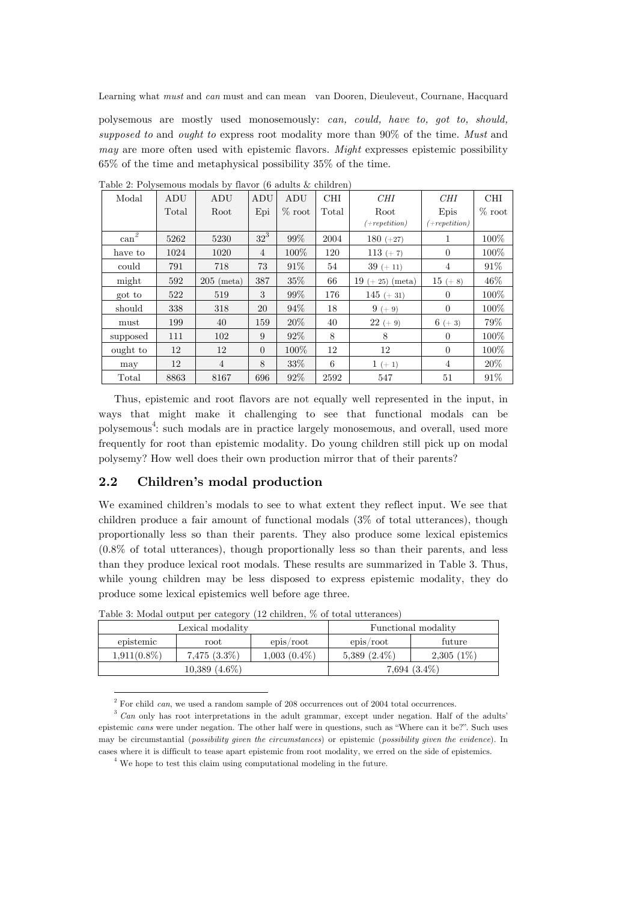polysemous are mostly used monosemously: *can, could, have to, got to, should, supposed to* and *ought to* express root modality more than 90% of the time. *Must* and *may* are more often used with epistemic flavors. *Might* expresses epistemic possibility 65% of the time and metaphysical possibility 35% of the time.

Table 2: Polysemous modals by flavor (6 adults & children)

| Modal | ADU Total | ADU Root | ADU Epi | ADU % root | CHI Total | *CHI* Root *(+repetition)* | *CHI* Epis *(+repetition)* | CHI % root |
|---|---|---|---|---|---|---|---|---|
| can[2] | 5262 | 5230 | 32[3] | 99% | 2004 | 180 (+27) | 1 | 100% |
| have to | 1024 | 1020 | 4 | 100% | 120 | 113 (+ 7) | 0 | 100% |
| could | 791 | 718 | 73 | 91% | 54 | 39 (+ 11) | 4 | 91% |
| might | 592 | 205 (meta) | 387 | 35% | 66 | 19 (+ 25) (meta) | 15 (+ 8) | 46% |
| got to | 522 | 519 | 3 | 99% | 176 | 145 (+ 31) | 0 | 100% |
| should | 338 | 318 | 20 | 94% | 18 | 9 (+ 9) | 0 | 100% |
| must | 199 | 40 | 159 | 20% | 40 | 22 (+ 9) | 6 (+ 3) | 79% |
| supposed | 111 | 102 | 9 | 92% | 8 | 8 | 0 | 100% |
| ought to | 12 | 12 | 0 | 100% | 12 | 12 | 0 | 100% |
| may | 12 | 4 | 8 | 33% | 6 | 1 (+ 1) | 4 | 20% |
| Total | 8863 | 8167 | 696 | 92% | 2592 | 547 | 51 | 91% |

Thus, epistemic and root flavors are not equally well represented in the input, in ways that might make it challenging to see that functional modals can be polysemous[4]: such modals are in practice largely monosemous, and overall, used more frequently for root than epistemic modality. Do young children still pick up on modal polysemy? How well does their own production mirror that of their parents?

## 2.2 Children's modal production

We examined children's modals to see to what extent they reflect input. We see that children produce a fair amount of functional modals (3% of total utterances), though proportionally less so than their parents. They also produce some lexical epistemics (0.8% of total utterances), though proportionally less so than their parents, and less than they produce lexical root modals. These results are summarized in Table 3. Thus, while young children may be less disposed to express epistemic modality, they do produce some lexical epistemics well before age three.

Table 3: Modal output per category (12 children, % of total utterances)

| Lexical modality | | | Functional modality | |
|---|---|---|---|---|
| epistemic | root | epis/root | epis/root | future |
| 1,911(0.8%) | 7,475 (3.3%) | 1,003 (0.4%) | 5,389 (2.4%) | 2,305 (1%) |
| 10,389 (4.6%) | | | 7,694 (3.4%) | |

[2] For child *can*, we used a random sample of 208 occurrences out of 2004 total occurrences.

[3] *Can* only has root interpretations in the adult grammar, except under negation. Half of the adults' epistemic *cans* were under negation. The other half were in questions, such as "Where can it be?". Such uses may be circumstantial (*possibility given the circumstances*) or epistemic (*possibility given the evidence*). In cases where it is difficult to tease apart epistemic from root modality, we erred on the side of epistemics.

[4] We hope to test this claim using computational modeling in the future.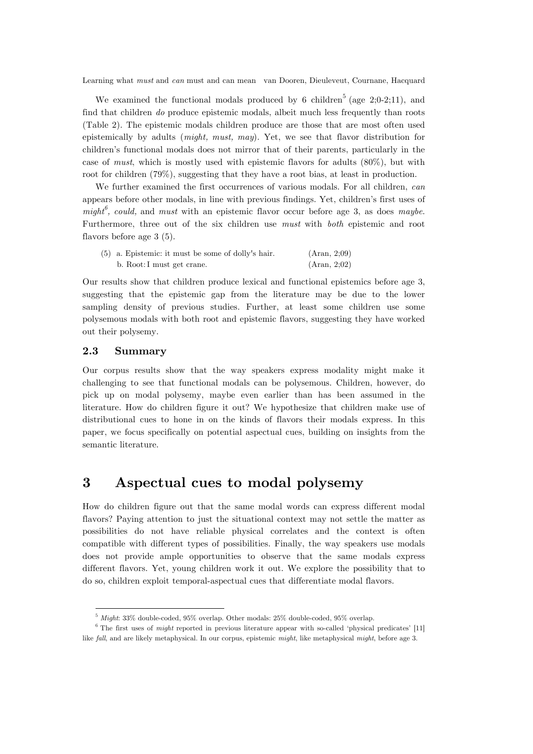We examined the functional modals produced by 6 children[5] (age 2;0-2;11), and find that children *do* produce epistemic modals, albeit much less frequently than roots (Table 2). The epistemic modals children produce are those that are most often used epistemically by adults (*might, must, may*). Yet, we see that flavor distribution for children's functional modals does not mirror that of their parents, particularly in the case of *must*, which is mostly used with epistemic flavors for adults (80%), but with root for children (79%), suggesting that they have a root bias, at least in production.

We further examined the first occurrences of various modals. For all children, *can* appears before other modals, in line with previous findings. Yet, children's first uses of *might*[6], *could,* and *must* with an epistemic flavor occur before age 3, as does *maybe*. Furthermore, three out of the six children use *must* with *both* epistemic and root flavors before age 3 (5).

(5) a. Epistemic: it must be some of dolly's hair. (Aran, 2;09)
 b. Root: I must get crane. (Aran, 2;02)

Our results show that children produce lexical and functional epistemics before age 3, suggesting that the epistemic gap from the literature may be due to the lower sampling density of previous studies. Further, at least some children use some polysemous modals with both root and epistemic flavors, suggesting they have worked out their polysemy.

### 2.3 Summary

Our corpus results show that the way speakers express modality might make it challenging to see that functional modals can be polysemous. Children, however, do pick up on modal polysemy, maybe even earlier than has been assumed in the literature. How do children figure it out? We hypothesize that children make use of distributional cues to hone in on the kinds of flavors their modals express. In this paper, we focus specifically on potential aspectual cues, building on insights from the semantic literature.

## 3 Aspectual cues to modal polysemy

How do children figure out that the same modal words can express different modal flavors? Paying attention to just the situational context may not settle the matter as possibilities do not have reliable physical correlates and the context is often compatible with different types of possibilities. Finally, the way speakers use modals does not provide ample opportunities to observe that the same modals express different flavors. Yet, young children work it out. We explore the possibility that to do so, children exploit temporal-aspectual cues that differentiate modal flavors.

---

[5] *Might*: 33% double-coded, 95% overlap. Other modals: 25% double-coded, 95% overlap.

[6] The first uses of *might* reported in previous literature appear with so-called 'physical predicates' [11] like *fall*, and are likely metaphysical. In our corpus, epistemic *might*, like metaphysical *might*, before age 3.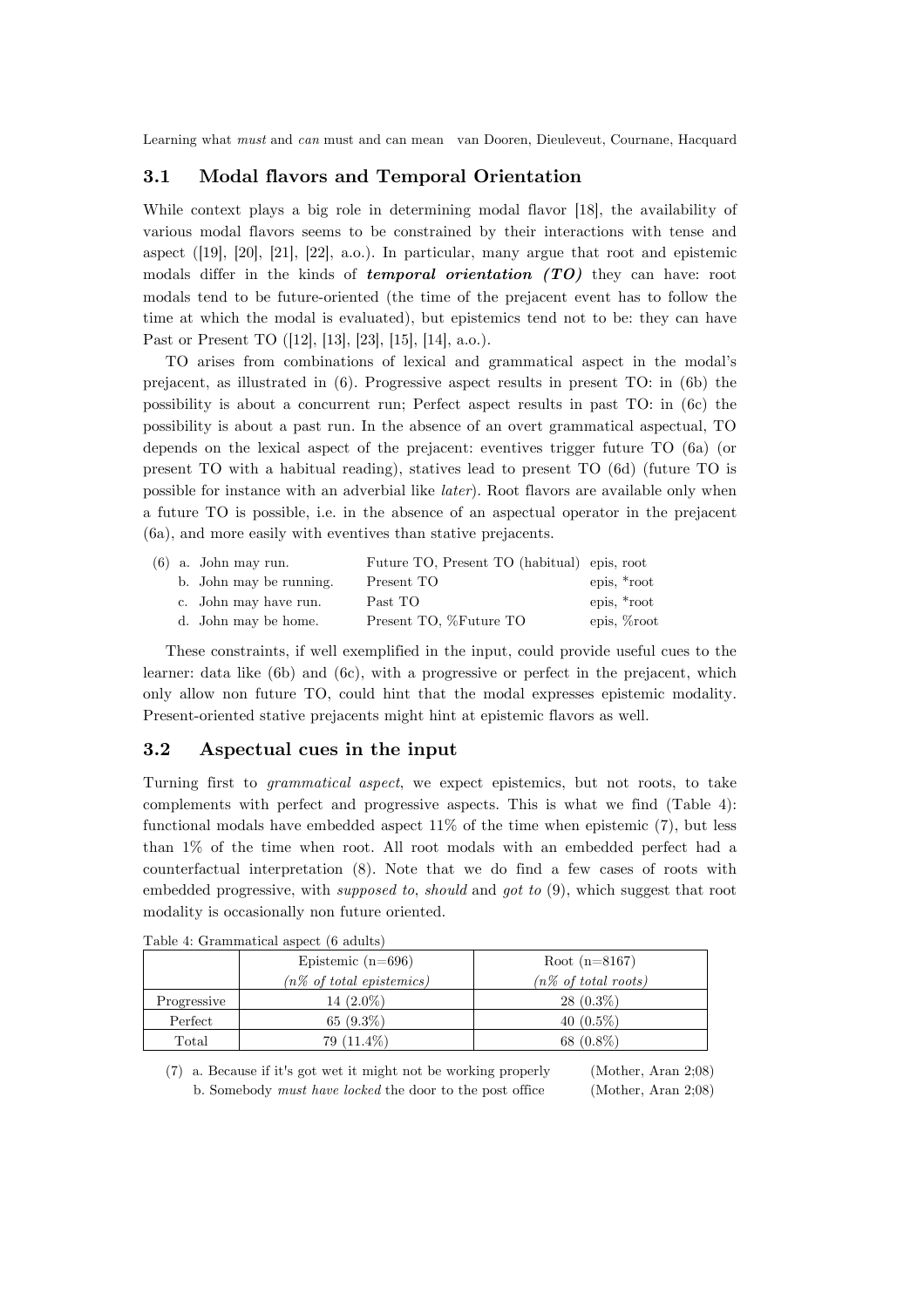## 3.1 Modal flavors and Temporal Orientation

While context plays a big role in determining modal flavor [18], the availability of various modal flavors seems to be constrained by their interactions with tense and aspect ([19], [20], [21], [22], a.o.). In particular, many argue that root and epistemic modals differ in the kinds of ***temporal orientation (TO)*** they can have: root modals tend to be future-oriented (the time of the prejacent event has to follow the time at which the modal is evaluated), but epistemics tend not to be: they can have Past or Present TO ([12], [13], [23], [15], [14], a.o.).

TO arises from combinations of lexical and grammatical aspect in the modal's prejacent, as illustrated in (6). Progressive aspect results in present TO: in (6b) the possibility is about a concurrent run; Perfect aspect results in past TO: in (6c) the possibility is about a past run. In the absence of an overt grammatical aspectual, TO depends on the lexical aspect of the prejacent: eventives trigger future TO (6a) (or present TO with a habitual reading), statives lead to present TO (6d) (future TO is possible for instance with an adverbial like *later*). Root flavors are available only when a future TO is possible, i.e. in the absence of an aspectual operator in the prejacent (6a), and more easily with eventives than stative prejacents.

(6) a. John may run. — Future TO, Present TO (habitual) — epis, root
b. John may be running. — Present TO — epis, *root
c. John may have run. — Past TO — epis, *root
d. John may be home. — Present TO, %Future TO — epis, %root

These constraints, if well exemplified in the input, could provide useful cues to the learner: data like (6b) and (6c), with a progressive or perfect in the prejacent, which only allow non future TO, could hint that the modal expresses epistemic modality. Present-oriented stative prejacents might hint at epistemic flavors as well.

## 3.2 Aspectual cues in the input

Turning first to *grammatical aspect*, we expect epistemics, but not roots, to take complements with perfect and progressive aspects. This is what we find (Table 4): functional modals have embedded aspect 11% of the time when epistemic (7), but less than 1% of the time when root. All root modals with an embedded perfect had a counterfactual interpretation (8). Note that we do find a few cases of roots with embedded progressive, with *supposed to*, *should* and *got to* (9), which suggest that root modality is occasionally non future oriented.

Table 4: Grammatical aspect (6 adults)

| | Epistemic (n=696) *(n% of total epistemics)* | Root (n=8167) *(n% of total roots)* |
|---|---|---|
| Progressive | 14 (2.0%) | 28 (0.3%) |
| Perfect | 65 (9.3%) | 40 (0.5%) |
| Total | 79 (11.4%) | 68 (0.8%) |

(7) a. Because if it's got wet it might not be working properly (Mother, Aran 2;08)
b. Somebody *must have locked* the door to the post office (Mother, Aran 2;08)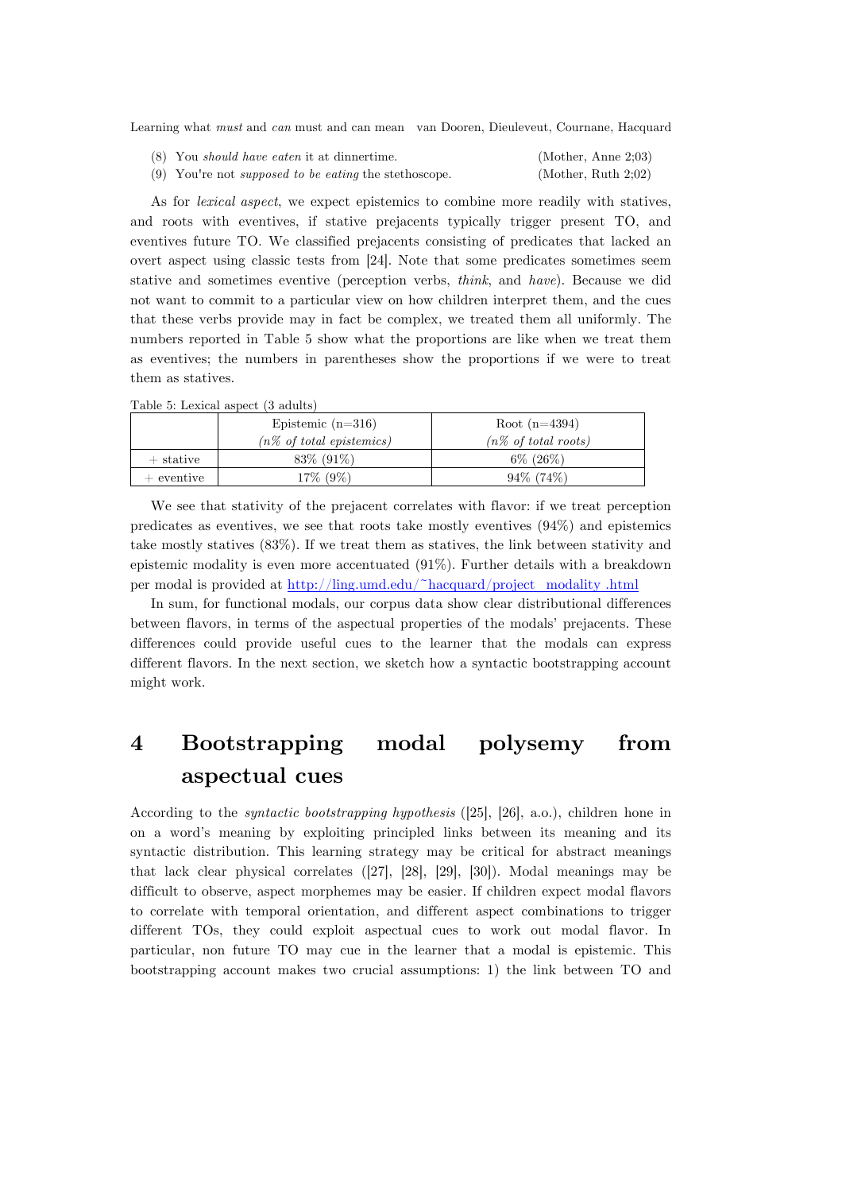(8) You *should have eaten* it at dinnertime. (Mother, Anne 2;03)

(9) You're not *supposed to be eating* the stethoscope. (Mother, Ruth 2;02)

As for *lexical aspect*, we expect epistemics to combine more readily with statives, and roots with eventives, if stative prejacents typically trigger present TO, and eventives future TO. We classified prejacents consisting of predicates that lacked an overt aspect using classic tests from [24]. Note that some predicates sometimes seem stative and sometimes eventive (perception verbs, *think*, and *have*). Because we did not want to commit to a particular view on how children interpret them, and the cues that these verbs provide may in fact be complex, we treated them all uniformly. The numbers reported in Table 5 show what the proportions are like when we treat them as eventives; the numbers in parentheses show the proportions if we were to treat them as statives.

Table 5: Lexical aspect (3 adults)

| | Epistemic (n=316) *(n% of total epistemics)* | Root (n=4394) *(n% of total roots)* |
|---|---|---|
| + stative | 83% (91%) | 6% (26%) |
| + eventive | 17% (9%) | 94% (74%) |

We see that stativity of the prejacent correlates with flavor: if we treat perception predicates as eventives, we see that roots take mostly eventives (94%) and epistemics take mostly statives (83%). If we treat them as statives, the link between stativity and epistemic modality is even more accentuated (91%). Further details with a breakdown per modal is provided at http://ling.umd.edu/~hacquard/project_modality.html

In sum, for functional modals, our corpus data show clear distributional differences between flavors, in terms of the aspectual properties of the modals' prejacents. These differences could provide useful cues to the learner that the modals can express different flavors. In the next section, we sketch how a syntactic bootstrapping account might work.

# 4 Bootstrapping modal polysemy from aspectual cues

According to the *syntactic bootstrapping hypothesis* ([25], [26], a.o.), children hone in on a word's meaning by exploiting principled links between its meaning and its syntactic distribution. This learning strategy may be critical for abstract meanings that lack clear physical correlates ([27], [28], [29], [30]). Modal meanings may be difficult to observe, aspect morphemes may be easier. If children expect modal flavors to correlate with temporal orientation, and different aspect combinations to trigger different TOs, they could exploit aspectual cues to work out modal flavor. In particular, non future TO may cue in the learner that a modal is epistemic. This bootstrapping account makes two crucial assumptions: 1) the link between TO and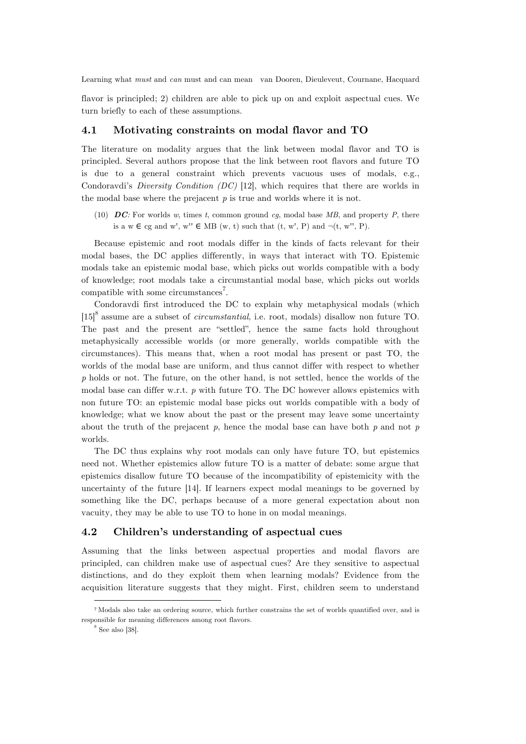flavor is principled; 2) children are able to pick up on and exploit aspectual cues. We turn briefly to each of these assumptions.

## 4.1 Motivating constraints on modal flavor and TO

The literature on modality argues that the link between modal flavor and TO is principled. Several authors propose that the link between root flavors and future TO is due to a general constraint which prevents vacuous uses of modals, e.g., Condoravdi's *Diversity Condition (DC)* [12], which requires that there are worlds in the modal base where the prejacent $p$ is true and worlds where it is not.

(10) ***DC*:** For worlds $w$, times $t$, common ground $cg$, modal base $MB$, and property $P$, there is a $w \in cg$ and $w'$, $w'' \in MB(w, t)$ such that $(t, w', P)$ and $\neg(t, w'', P)$.

Because epistemic and root modals differ in the kinds of facts relevant for their modal bases, the DC applies differently, in ways that interact with TO. Epistemic modals take an epistemic modal base, which picks out worlds compatible with a body of knowledge; root modals take a circumstantial modal base, which picks out worlds compatible with some circumstances[7].

Condoravdi first introduced the DC to explain why metaphysical modals (which [15][8] assume are a subset of *circumstantial*, i.e. root, modals) disallow non future TO. The past and the present are "settled", hence the same facts hold throughout metaphysically accessible worlds (or more generally, worlds compatible with the circumstances). This means that, when a root modal has present or past TO, the worlds of the modal base are uniform, and thus cannot differ with respect to whether $p$ holds or not. The future, on the other hand, is not settled, hence the worlds of the modal base can differ w.r.t. $p$ with future TO. The DC however allows epistemics with non future TO: an epistemic modal base picks out worlds compatible with a body of knowledge; what we know about the past or the present may leave some uncertainty about the truth of the prejacent $p$, hence the modal base can have both $p$ and not $p$ worlds.

The DC thus explains why root modals can only have future TO, but epistemics need not. Whether epistemics allow future TO is a matter of debate: some argue that epistemics disallow future TO because of the incompatibility of epistemicity with the uncertainty of the future [14]. If learners expect modal meanings to be governed by something like the DC, perhaps because of a more general expectation about non vacuity, they may be able to use TO to hone in on modal meanings.

## 4.2 Children's understanding of aspectual cues

Assuming that the links between aspectual properties and modal flavors are principled, can children make use of aspectual cues? Are they sensitive to aspectual distinctions, and do they exploit them when learning modals? Evidence from the acquisition literature suggests that they might. First, children seem to understand

---

[7] Modals also take an ordering source, which further constrains the set of worlds quantified over, and is responsible for meaning differences among root flavors.

[8] See also [38].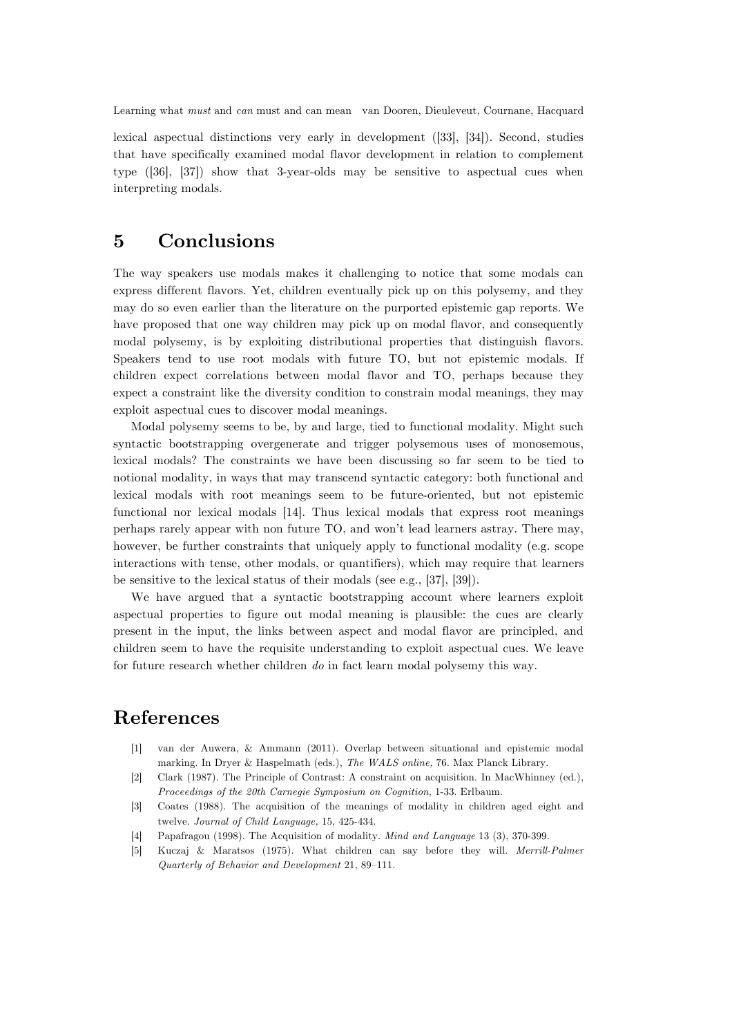lexical aspectual distinctions very early in development ([33], [34]). Second, studies that have specifically examined modal flavor development in relation to complement type ([36], [37]) show that 3-year-olds may be sensitive to aspectual cues when interpreting modals.

## 5 Conclusions

The way speakers use modals makes it challenging to notice that some modals can express different flavors. Yet, children eventually pick up on this polysemy, and they may do so even earlier than the literature on the purported epistemic gap reports. We have proposed that one way children may pick up on modal flavor, and consequently modal polysemy, is by exploiting distributional properties that distinguish flavors. Speakers tend to use root modals with future TO, but not epistemic modals. If children expect correlations between modal flavor and TO, perhaps because they expect a constraint like the diversity condition to constrain modal meanings, they may exploit aspectual cues to discover modal meanings.

Modal polysemy seems to be, by and large, tied to functional modality. Might such syntactic bootstrapping overgenerate and trigger polysemous uses of monosemous, lexical modals? The constraints we have been discussing so far seem to be tied to notional modality, in ways that may transcend syntactic category: both functional and lexical modals with root meanings seem to be future-oriented, but not epistemic functional nor lexical modals [14]. Thus lexical modals that express root meanings perhaps rarely appear with non future TO, and won't lead learners astray. There may, however, be further constraints that uniquely apply to functional modality (e.g. scope interactions with tense, other modals, or quantifiers), which may require that learners be sensitive to the lexical status of their modals (see e.g., [37], [39]).

We have argued that a syntactic bootstrapping account where learners exploit aspectual properties to figure out modal meaning is plausible: the cues are clearly present in the input, the links between aspect and modal flavor are principled, and children seem to have the requisite understanding to exploit aspectual cues. We leave for future research whether children *do* in fact learn modal polysemy this way.

## References

[1] van der Auwera, & Ammann (2011). Overlap between situational and epistemic modal marking. In Dryer & Haspelmath (eds.), *The WALS online,* 76. Max Planck Library.

[2] Clark (1987). The Principle of Contrast: A constraint on acquisition. In MacWhinney (ed.), *Proceedings of the 20th Carnegie Symposium on Cognition*, 1-33. Erlbaum.

[3] Coates (1988). The acquisition of the meanings of modality in children aged eight and twelve. *Journal of Child Language,* 15, 425-434.

[4] Papafragou (1998). The Acquisition of modality. *Mind and Language* 13 (3), 370-399.

[5] Kuczaj & Maratsos (1975). What children can say before they will. *Merrill-Palmer Quarterly of Behavior and Development* 21, 89–111.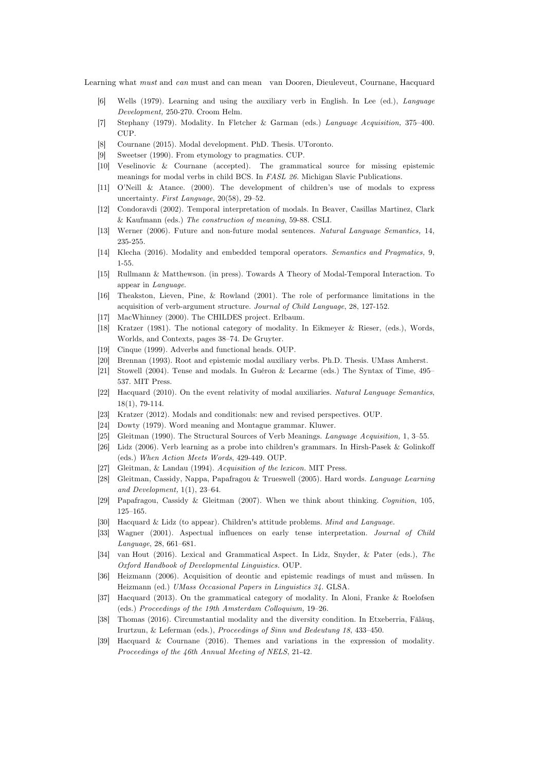[6] Wells (1979). Learning and using the auxiliary verb in English. In Lee (ed.), *Language Development,* 250-270. Croom Helm.

[7] Stephany (1979). Modality. In Fletcher & Garman (eds.) *Language Acquisition,* 375–400. CUP.

[8] Cournane (2015). Modal development. PhD. Thesis. UToronto.

[9] Sweetser (1990). From etymology to pragmatics. CUP.

[10] Veselinovic & Cournane (accepted). The grammatical source for missing epistemic meanings for modal verbs in child BCS. In *FASL 26.* Michigan Slavic Publications.

[11] O'Neill & Atance. (2000). The development of children's use of modals to express uncertainty. *First Language*, 20(58), 29–52.

[12] Condoravdi (2002). Temporal interpretation of modals. In Beaver, Casillas Martinez, Clark & Kaufmann (eds.) *The construction of meaning*, 59-88. CSLI.

[13] Werner (2006). Future and non-future modal sentences. *Natural Language Semantics,* 14, 235-255.

[14] Klecha (2016). Modality and embedded temporal operators. *Semantics and Pragmatics,* 9, 1-55.

[15] Rullmann & Matthewson. (in press). Towards A Theory of Modal-Temporal Interaction. To appear in *Language.*

[16] Theakston, Lieven, Pine, & Rowland (2001). The role of performance limitations in the acquisition of verb-argument structure. *Journal of Child Language*, 28, 127-152.

[17] MacWhinney (2000). The CHILDES project. Erlbaum.

[18] Kratzer (1981). The notional category of modality. In Eikmeyer & Rieser, (eds.), Words, Worlds, and Contexts, pages 38–74. De Gruyter.

[19] Cinque (1999). Adverbs and functional heads. OUP.

[20] Brennan (1993). Root and epistemic modal auxiliary verbs. Ph.D. Thesis. UMass Amherst.

[21] Stowell (2004). Tense and modals. In Guéron & Lecarme (eds.) The Syntax of Time, 495–537. MIT Press.

[22] Hacquard (2010). On the event relativity of modal auxiliaries. *Natural Language Semantics*, 18(1), 79-114.

[23] Kratzer (2012). Modals and conditionals: new and revised perspectives. OUP.

[24] Dowty (1979). Word meaning and Montague grammar. Kluwer.

[25] Gleitman (1990). The Structural Sources of Verb Meanings. *Language Acquisition,* 1, 3–55.

[26] Lidz (2006). Verb learning as a probe into children's grammars. In Hirsh-Pasek & Golinkoff (eds.) *When Action Meets Words*, 429-449. OUP.

[27] Gleitman, & Landau (1994). *Acquisition of the lexicon.* MIT Press.

[28] Gleitman, Cassidy, Nappa, Papafragou & Trueswell (2005). Hard words. *Language Learning and Development,* 1(1), 23–64.

[29] Papafragou, Cassidy & Gleitman (2007). When we think about thinking. *Cognition*, 105, 125–165.

[30] Hacquard & Lidz (to appear). Children's attitude problems. *Mind and Language*.

[33] Wagner (2001). Aspectual influences on early tense interpretation. *Journal of Child Language*, 28, 661–681.

[34] van Hout (2016). Lexical and Grammatical Aspect. In Lidz, Snyder, & Pater (eds.), *The Oxford Handbook of Developmental Linguistics.* OUP.

[36] Heizmann (2006). Acquisition of deontic and epistemic readings of must and müssen. In Heizmann (ed.) *UMass Occasional Papers in Linguistics 34.* GLSA.

[37] Hacquard (2013). On the grammatical category of modality. In Aloni, Franke & Roelofsen (eds.) *Proceedings of the 19th Amsterdam Colloquium*, 19–26.

[38] Thomas (2016). Circumstantial modality and the diversity condition. In Etxeberria, Fălăuş, Irurtzun, & Leferman (eds.), *Proceedings of Sinn und Bedeutung 18*, 433–450.

[39] Hacquard & Cournane (2016). Themes and variations in the expression of modality. *Proceedings of the 46th Annual Meeting of NELS*, 21-42.